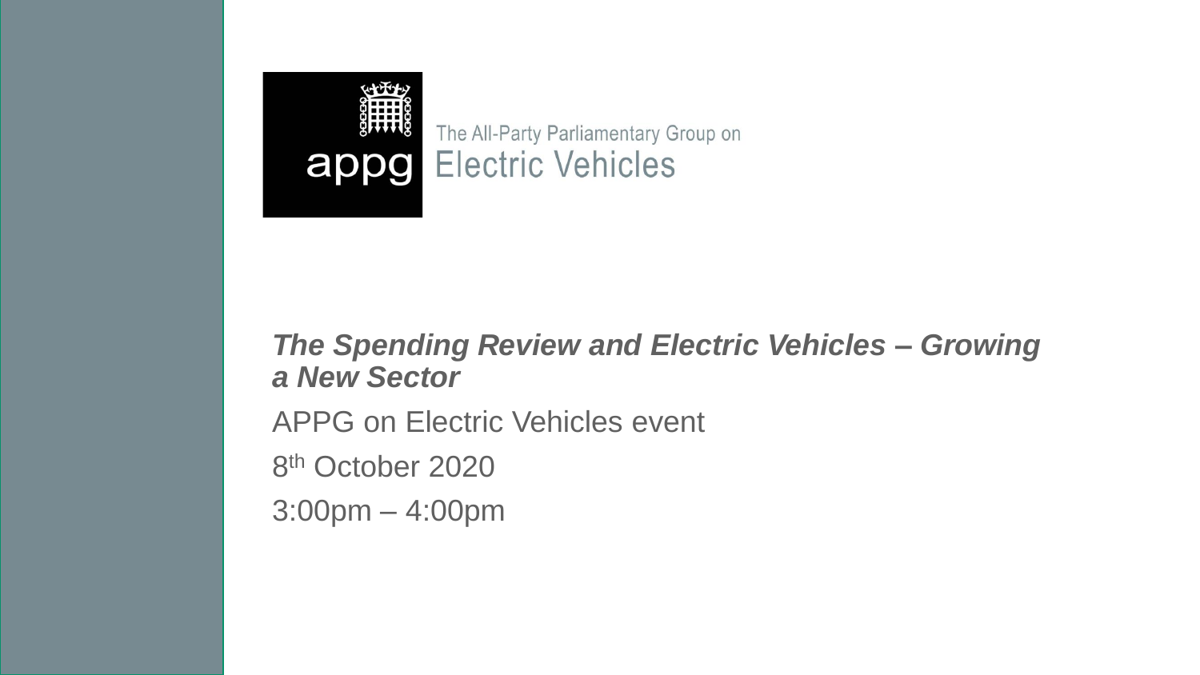appg

The All-Party Parliamentary Group on
Electric Vehicles

***The Spending Review and Electric Vehicles – Growing a New Sector***

APPG on Electric Vehicles event

8th October 2020

3:00pm – 4:00pm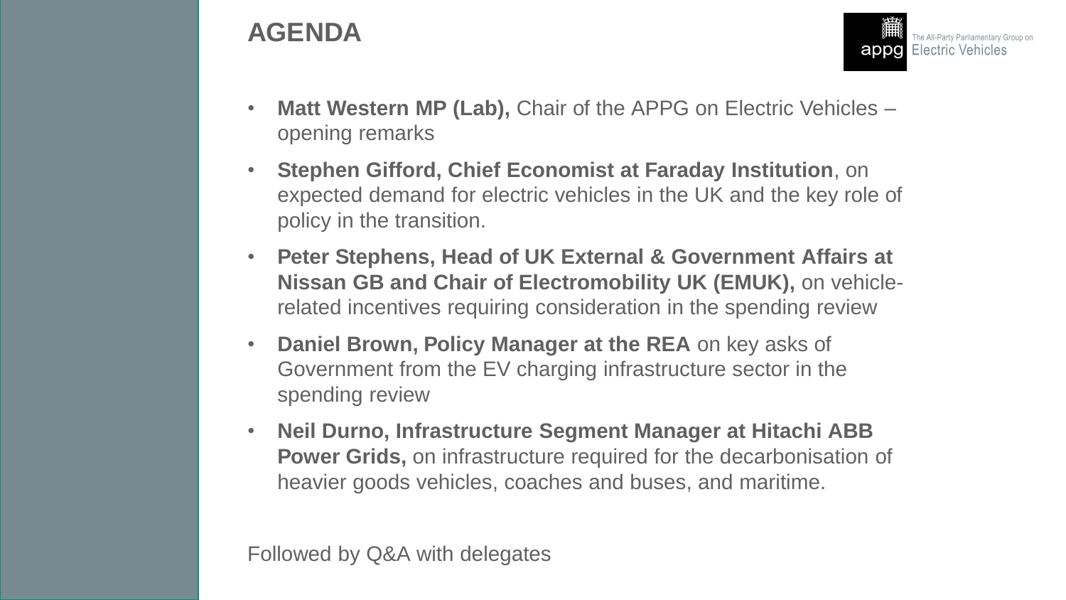# AGENDA

- **Matt Western MP (Lab),** Chair of the APPG on Electric Vehicles – opening remarks
- **Stephen Gifford, Chief Economist at Faraday Institution**, on expected demand for electric vehicles in the UK and the key role of policy in the transition.
- **Peter Stephens, Head of UK External & Government Affairs at Nissan GB and Chair of Electromobility UK (EMUK),** on vehicle-related incentives requiring consideration in the spending review
- **Daniel Brown, Policy Manager at the REA** on key asks of Government from the EV charging infrastructure sector in the spending review
- **Neil Durno, Infrastructure Segment Manager at Hitachi ABB Power Grids,** on infrastructure required for the decarbonisation of heavier goods vehicles, coaches and buses, and maritime.

Followed by Q&A with delegates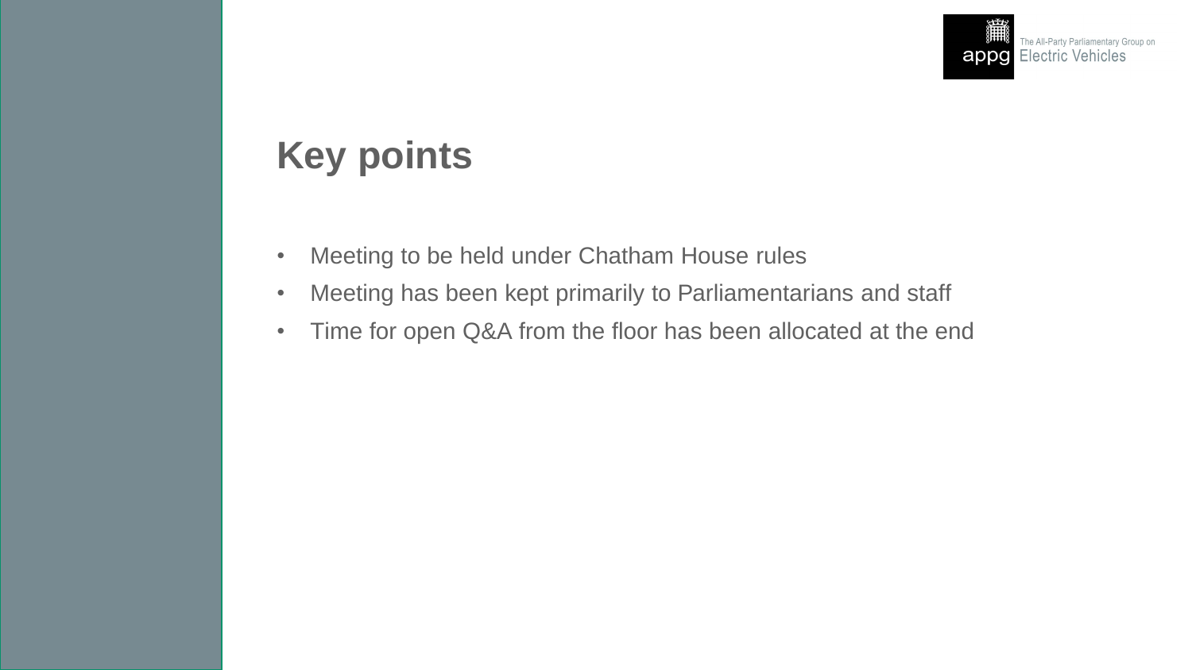# Key points

- Meeting to be held under Chatham House rules
- Meeting has been kept primarily to Parliamentarians and staff
- Time for open Q&A from the floor has been allocated at the end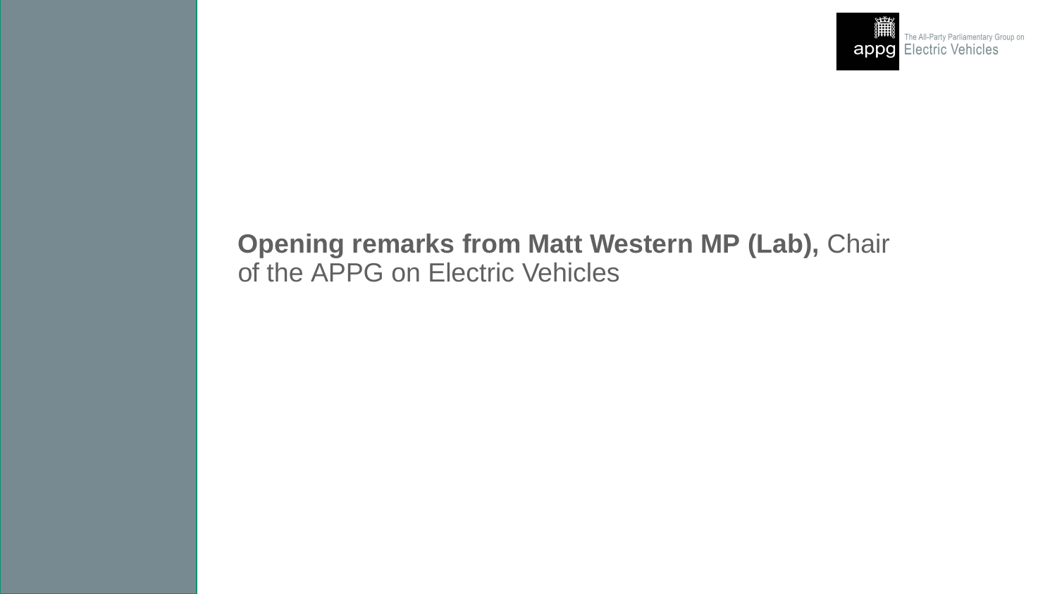**Opening remarks from Matt Western MP (Lab),** Chair of the APPG on Electric Vehicles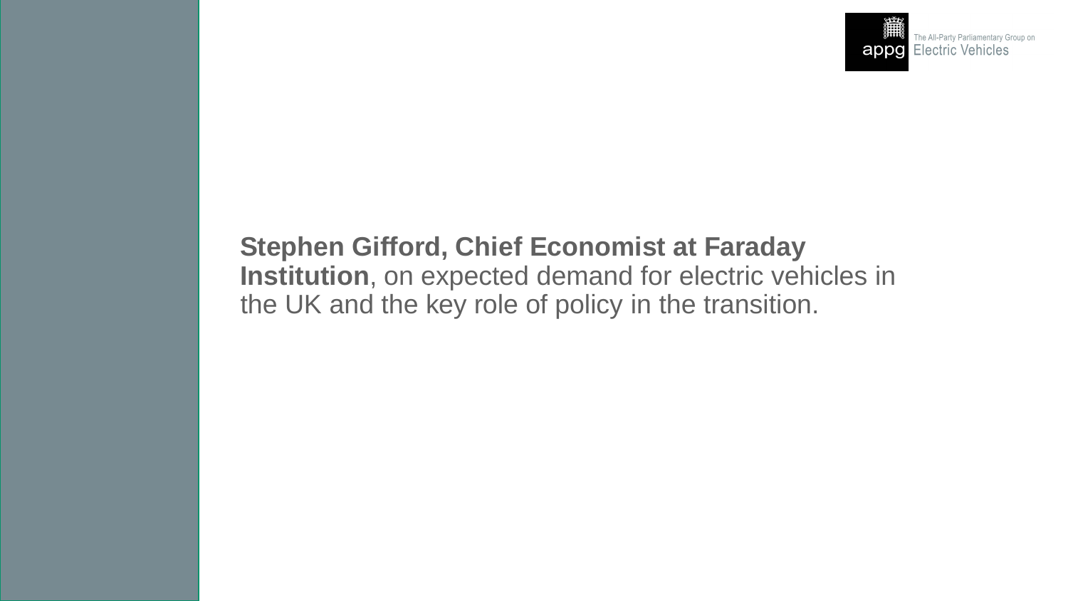**Stephen Gifford, Chief Economist at Faraday Institution**, on expected demand for electric vehicles in the UK and the key role of policy in the transition.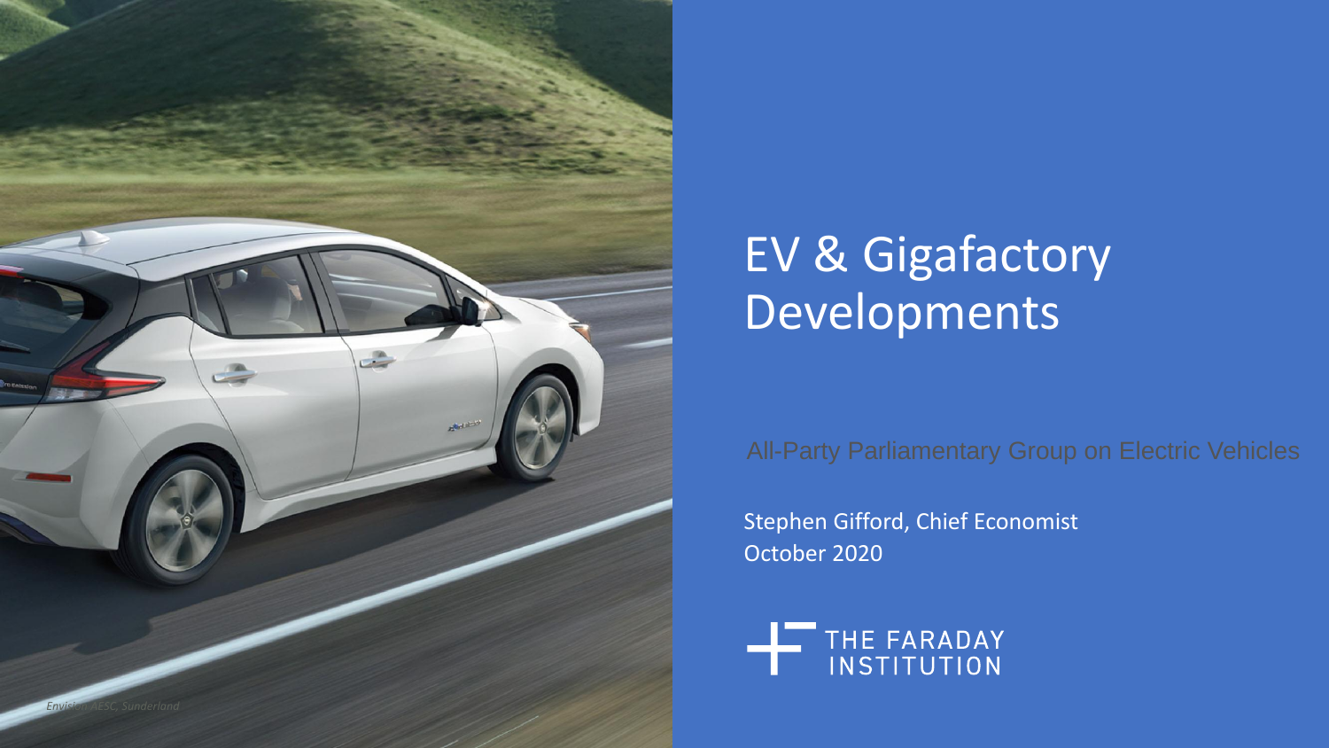# EV & Gigafactory Developments

All-Party Parliamentary Group on Electric Vehicles

Stephen Gifford, Chief Economist
October 2020

THE FARADAY INSTITUTION

*Envision AESC, Sunderland*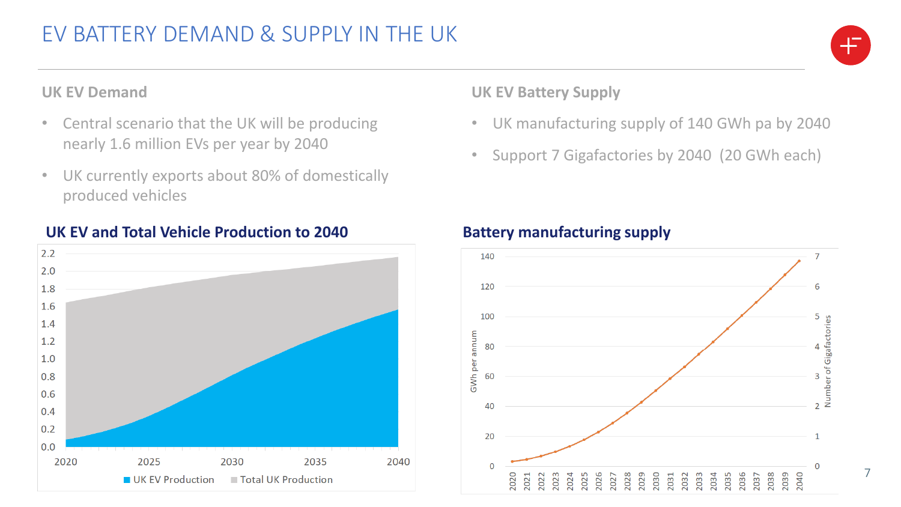# EV BATTERY DEMAND & SUPPLY IN THE UK

## UK EV Demand

- Central scenario that the UK will be producing nearly 1.6 million EVs per year by 2040
- UK currently exports about 80% of domestically produced vehicles

### UK EV and Total Vehicle Production to 2040

UK EV Production | Total UK Production

## UK EV Battery Supply

- UK manufacturing supply of 140 GWh pa by 2040
- Support 7 Gigafactories by 2040 (20 GWh each)

### Battery manufacturing supply

GWh per annum | Number of Gigafactories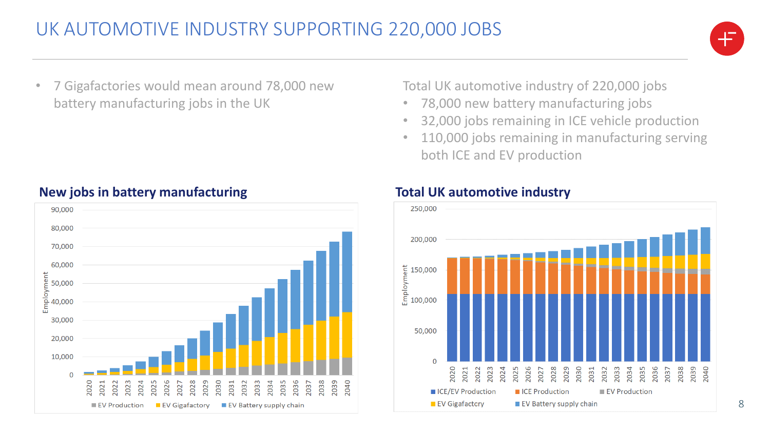# UK AUTOMOTIVE INDUSTRY SUPPORTING 220,000 JOBS

- 7 Gigafactories would mean around 78,000 new battery manufacturing jobs in the UK

Total UK automotive industry of 220,000 jobs

- 78,000 new battery manufacturing jobs
- 32,000 jobs remaining in ICE vehicle production
- 110,000 jobs remaining in manufacturing serving both ICE and EV production

**New jobs in battery manufacturing**

**Total UK automotive industry**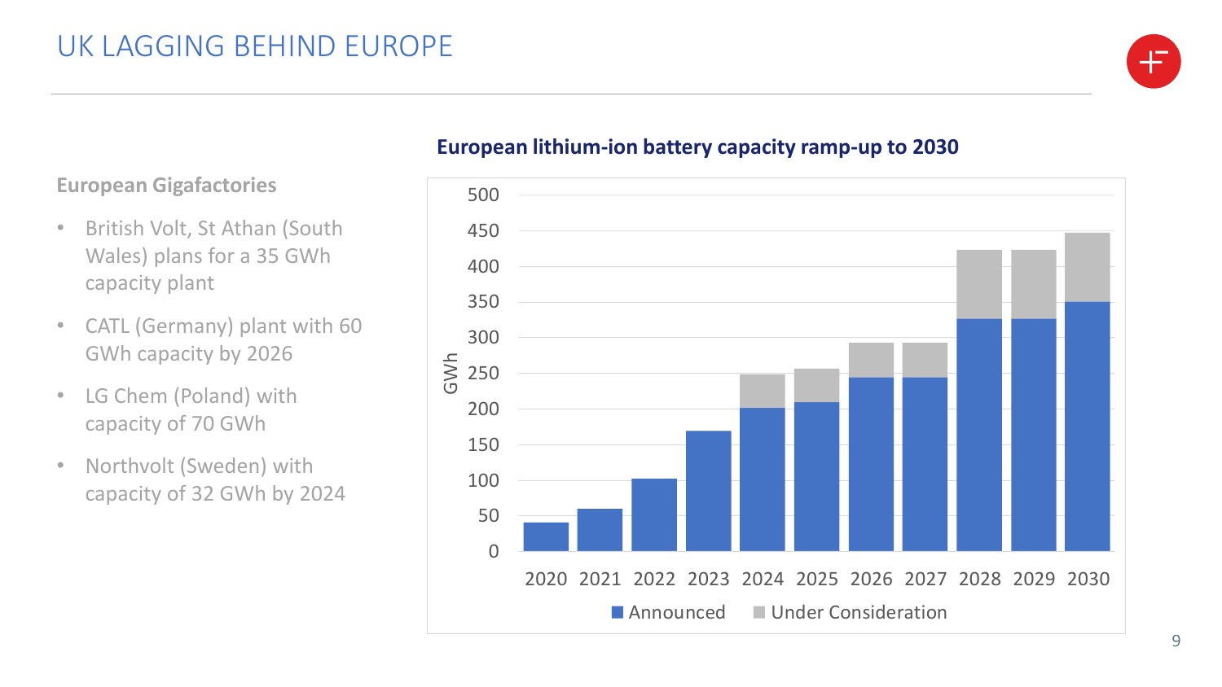# UK LAGGING BEHIND EUROPE

### European Gigafactories

- British Volt, St Athan (South Wales) plans for a 35 GWh capacity plant
- CATL (Germany) plant with 60 GWh capacity by 2026
- LG Chem (Poland) with capacity of 70 GWh
- Northvolt (Sweden) with capacity of 32 GWh by 2024

**European lithium-ion battery capacity ramp-up to 2030**

GWh

Announced | Under Consideration

2020 2021 2022 2023 2024 2025 2026 2027 2028 2029 2030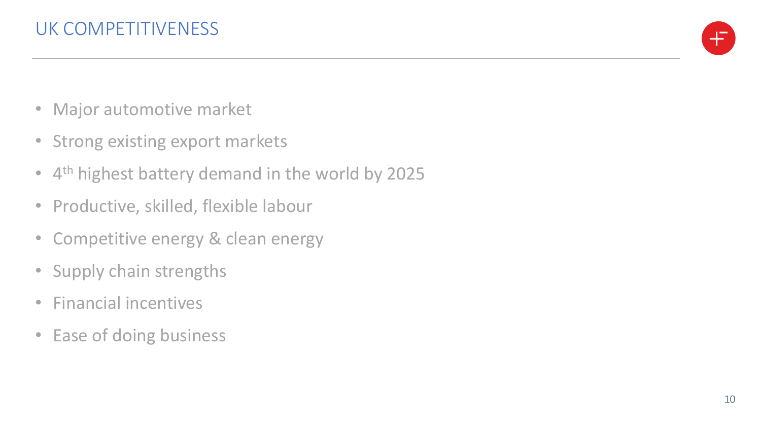# UK COMPETITIVENESS

- Major automotive market
- Strong existing export markets
- $4^{th}$ highest battery demand in the world by 2025
- Productive, skilled, flexible labour
- Competitive energy & clean energy
- Supply chain strengths
- Financial incentives
- Ease of doing business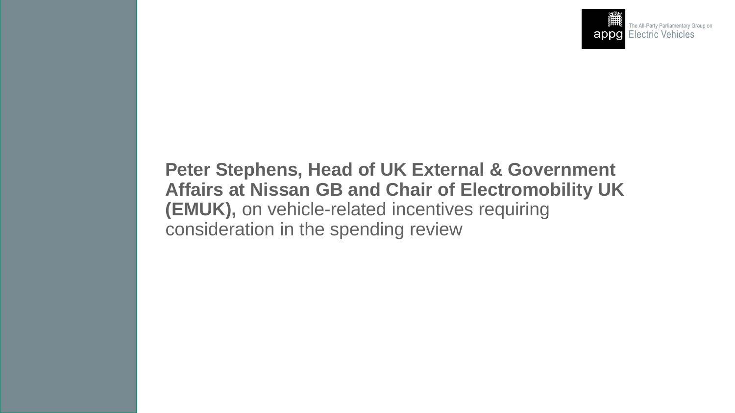The All-Party Parliamentary Group on Electric Vehicles

**Peter Stephens, Head of UK External & Government Affairs at Nissan GB and Chair of Electromobility UK (EMUK),** on vehicle-related incentives requiring consideration in the spending review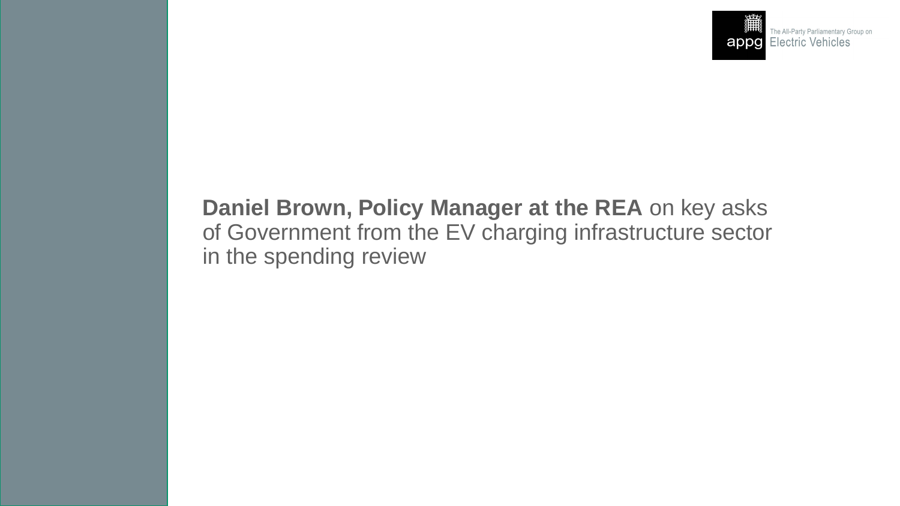**Daniel Brown, Policy Manager at the REA** on key asks of Government from the EV charging infrastructure sector in the spending review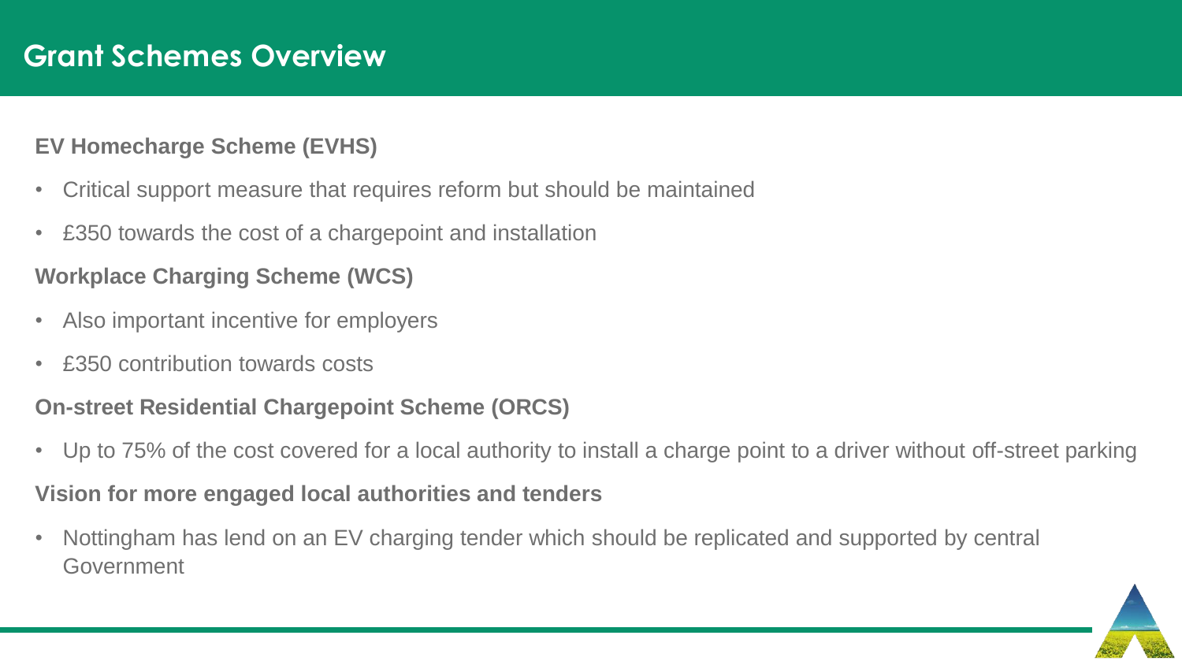# Grant Schemes Overview

**EV Homecharge Scheme (EVHS)**

- Critical support measure that requires reform but should be maintained
- £350 towards the cost of a chargepoint and installation

**Workplace Charging Scheme (WCS)**

- Also important incentive for employers
- £350 contribution towards costs

**On-street Residential Chargepoint Scheme (ORCS)**

- Up to 75% of the cost covered for a local authority to install a charge point to a driver without off-street parking

**Vision for more engaged local authorities and tenders**

- Nottingham has lend on an EV charging tender which should be replicated and supported by central Government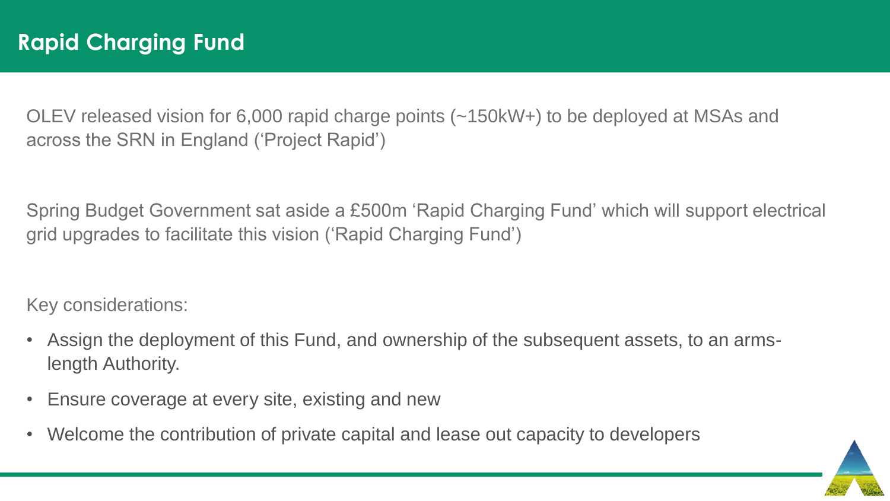# Rapid Charging Fund

OLEV released vision for 6,000 rapid charge points (~150kW+) to be deployed at MSAs and across the SRN in England ('Project Rapid')

Spring Budget Government sat aside a £500m 'Rapid Charging Fund' which will support electrical grid upgrades to facilitate this vision ('Rapid Charging Fund')

Key considerations:

- Assign the deployment of this Fund, and ownership of the subsequent assets, to an arms-length Authority.
- Ensure coverage at every site, existing and new
- Welcome the contribution of private capital and lease out capacity to developers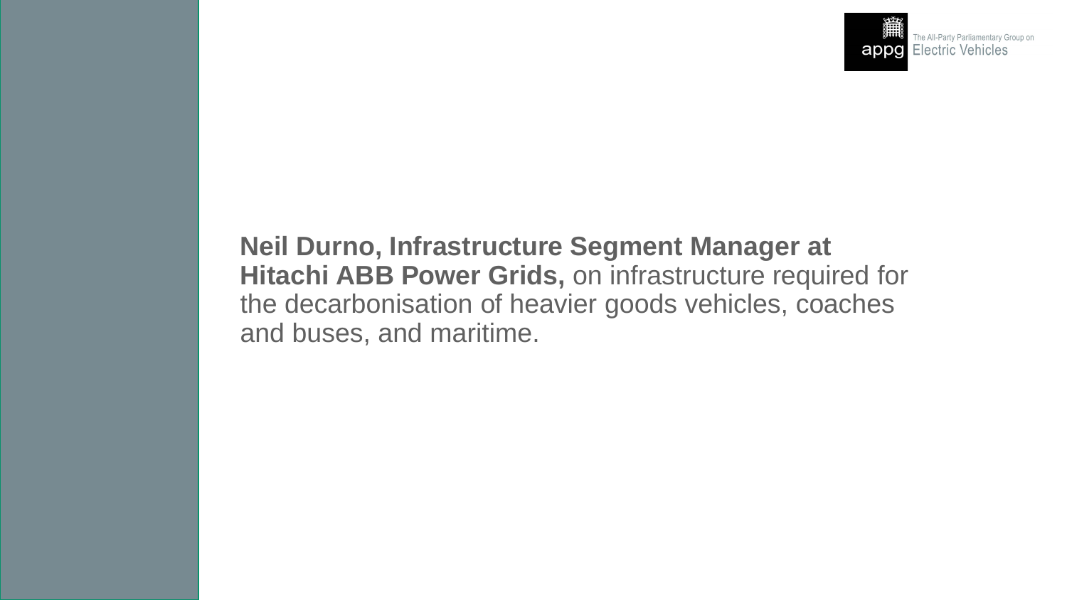**Neil Durno, Infrastructure Segment Manager at Hitachi ABB Power Grids,** on infrastructure required for the decarbonisation of heavier goods vehicles, coaches and buses, and maritime.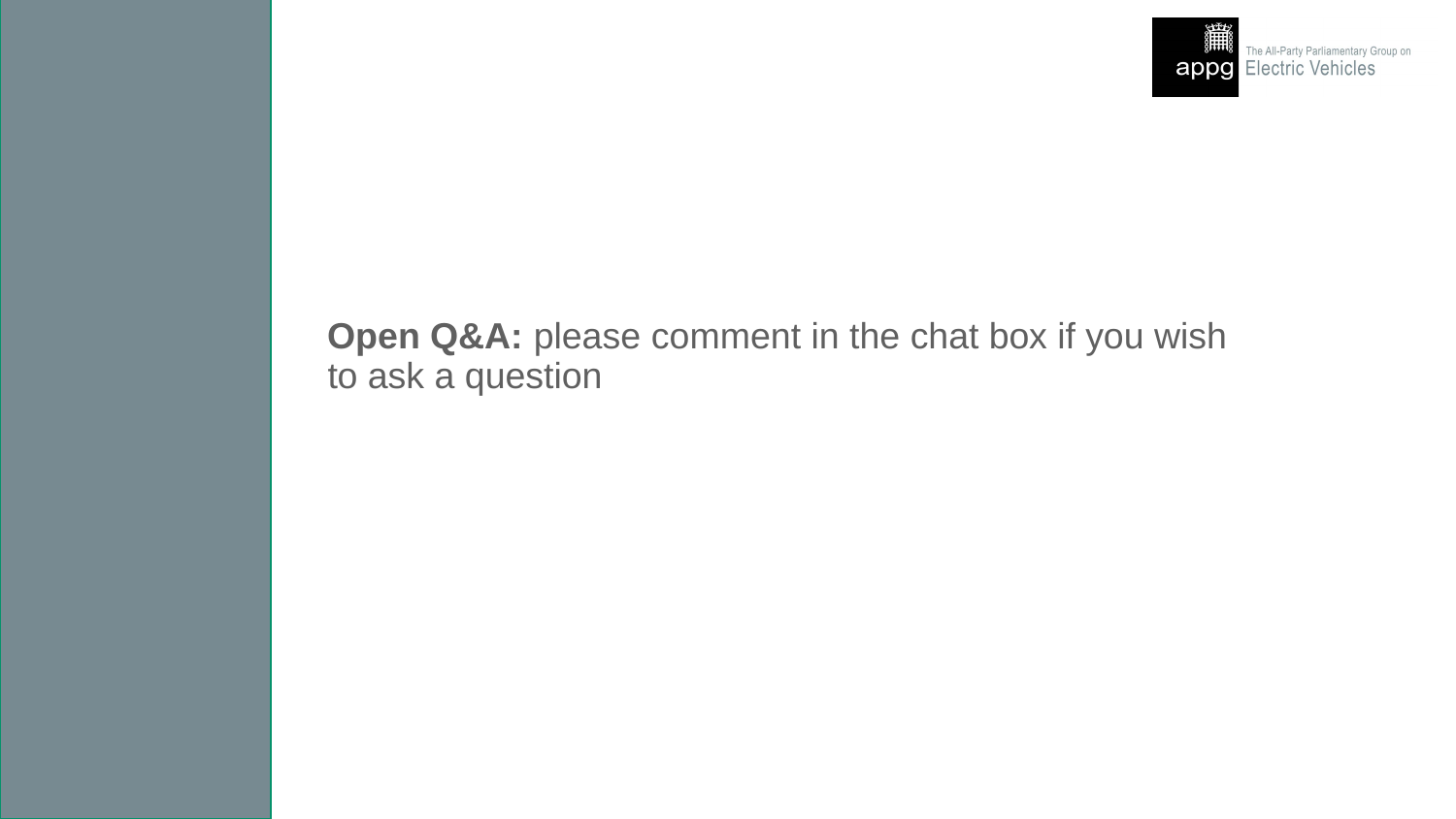**Open Q&A:** please comment in the chat box if you wish to ask a question